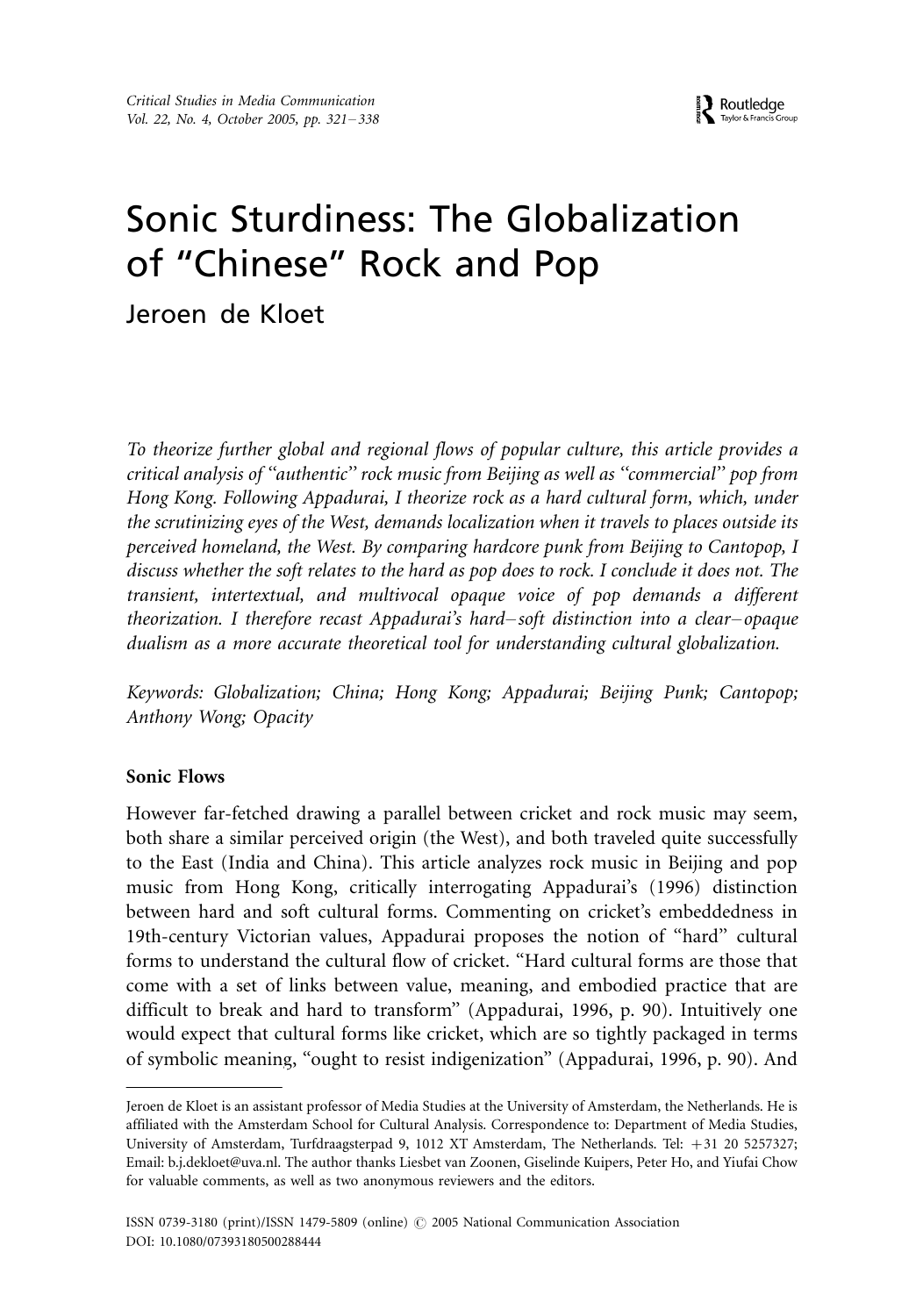# Sonic Sturdiness: The Globalization of "Chinese" Rock and Pop

Jeroen de Kloet

*To theorize further global and regional flows of popular culture, this article provides a critical analysis of "authentic" rock music from Beijing as well as "commercial" pop from Hong Kong. Following Appadurai, I theorize rock as a hard cultural form, which, under the scrutinizing eyes of the West, demands localization when it travels to places outside its perceived homeland, the West. By comparing hardcore punk from Beijing to Cantopop, I discuss whether the soft relates to the hard as pop does to rock. I conclude it does not. The transient, intertextual, and multivocal opaque voice of pop demands a different theorization. I therefore recast Appadurai's hard–soft distinction into a clear–opaque dualism as a more accurate theoretical tool for understanding cultural globalization.*

*Keywords: Globalization; China; Hong Kong; Appadurai; Beijing Punk; Cantopop; Anthony Wong; Opacity*

### Sonic Flows

However far-fetched drawing a parallel between cricket and rock music may seem, both share a similar perceived origin (the West), and both traveled quite successfully to the East (India and China). This article analyzes rock music in Beijing and pop music from Hong Kong, critically interrogating Appadurai's (1996) distinction between hard and soft cultural forms. Commenting on cricket's embeddedness in 19th-century Victorian values, Appadurai proposes the notion of "hard" cultural forms to understand the cultural flow of cricket. "Hard cultural forms are those that come with a set of links between value, meaning, and embodied practice that are difficult to break and hard to transform" (Appadurai, 1996, p. 90). Intuitively one would expect that cultural forms like cricket, which are so tightly packaged in terms of symbolic meaning, "ought to resist indigenization" (Appadurai, 1996, p. 90). And

---

Jeroen de Kloet is an assistant professor of Media Studies at the University of Amsterdam, the Netherlands. He is affiliated with the Amsterdam School for Cultural Analysis. Correspondence to: Department of Media Studies, University of Amsterdam, Turfdraagsterpad 9, 1012 XT Amsterdam, The Netherlands. Tel: +31 20 5257327; Email: b.j.dekloet@uva.nl. The author thanks Liesbet van Zoonen, Giselinde Kuipers, Peter Ho, and Yiufai Chow for valuable comments, as well as two anonymous reviewers and the editors.

ISSN 0739-3180 (print)/ISSN 1479-5809 (online) © 2005 National Communication Association
DOI: 10.1080/07393180500288444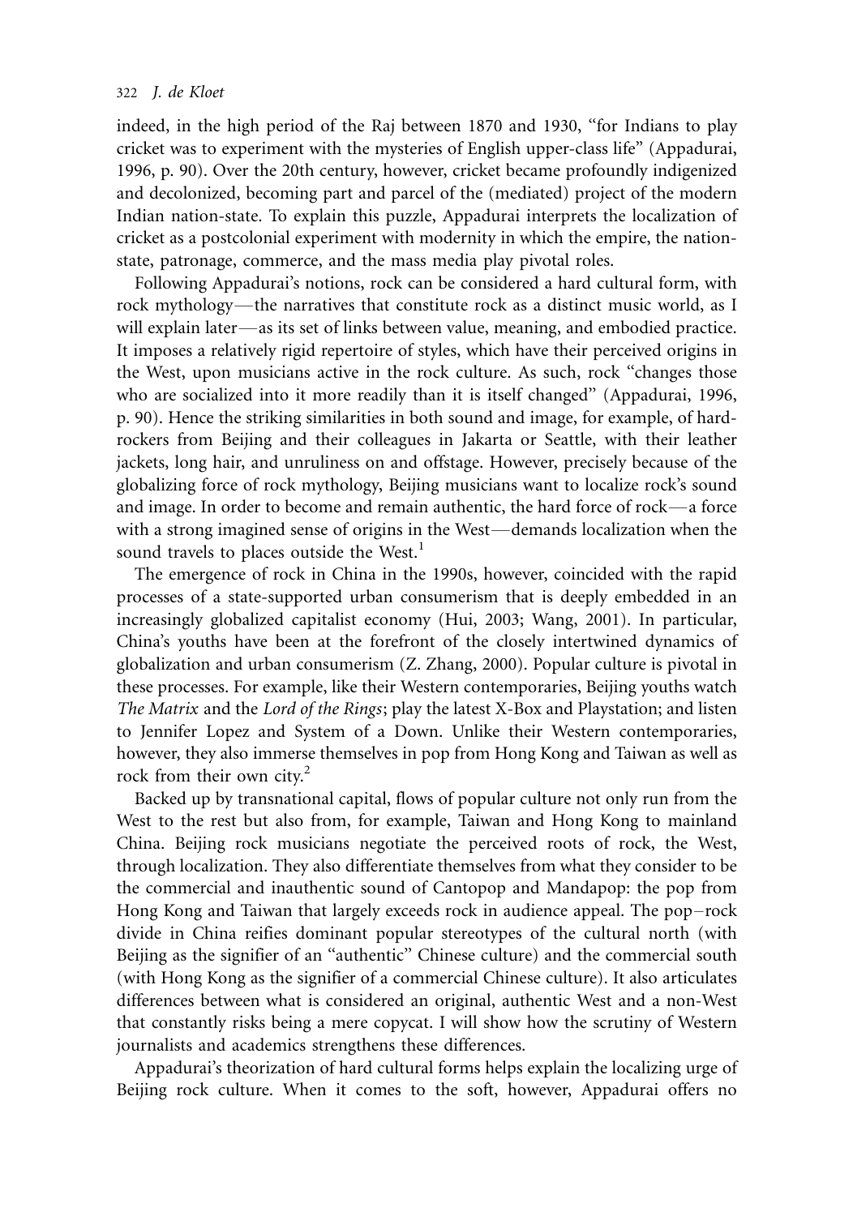indeed, in the high period of the Raj between 1870 and 1930, "for Indians to play cricket was to experiment with the mysteries of English upper-class life" (Appadurai, 1996, p. 90). Over the 20th century, however, cricket became profoundly indigenized and decolonized, becoming part and parcel of the (mediated) project of the modern Indian nation-state. To explain this puzzle, Appadurai interprets the localization of cricket as a postcolonial experiment with modernity in which the empire, the nation-state, patronage, commerce, and the mass media play pivotal roles.

Following Appadurai's notions, rock can be considered a hard cultural form, with rock mythology—the narratives that constitute rock as a distinct music world, as I will explain later—as its set of links between value, meaning, and embodied practice. It imposes a relatively rigid repertoire of styles, which have their perceived origins in the West, upon musicians active in the rock culture. As such, rock "changes those who are socialized into it more readily than it is itself changed" (Appadurai, 1996, p. 90). Hence the striking similarities in both sound and image, for example, of hard-rockers from Beijing and their colleagues in Jakarta or Seattle, with their leather jackets, long hair, and unruliness on and offstage. However, precisely because of the globalizing force of rock mythology, Beijing musicians want to localize rock's sound and image. In order to become and remain authentic, the hard force of rock—a force with a strong imagined sense of origins in the West—demands localization when the sound travels to places outside the West.[1]

The emergence of rock in China in the 1990s, however, coincided with the rapid processes of a state-supported urban consumerism that is deeply embedded in an increasingly globalized capitalist economy (Hui, 2003; Wang, 2001). In particular, China's youths have been at the forefront of the closely intertwined dynamics of globalization and urban consumerism (Z. Zhang, 2000). Popular culture is pivotal in these processes. For example, like their Western contemporaries, Beijing youths watch *The Matrix* and the *Lord of the Rings*; play the latest X-Box and Playstation; and listen to Jennifer Lopez and System of a Down. Unlike their Western contemporaries, however, they also immerse themselves in pop from Hong Kong and Taiwan as well as rock from their own city.[2]

Backed up by transnational capital, flows of popular culture not only run from the West to the rest but also from, for example, Taiwan and Hong Kong to mainland China. Beijing rock musicians negotiate the perceived roots of rock, the West, through localization. They also differentiate themselves from what they consider to be the commercial and inauthentic sound of Cantopop and Mandapop: the pop from Hong Kong and Taiwan that largely exceeds rock in audience appeal. The pop–rock divide in China reifies dominant popular stereotypes of the cultural north (with Beijing as the signifier of an "authentic" Chinese culture) and the commercial south (with Hong Kong as the signifier of a commercial Chinese culture). It also articulates differences between what is considered an original, authentic West and a non-West that constantly risks being a mere copycat. I will show how the scrutiny of Western journalists and academics strengthens these differences.

Appadurai's theorization of hard cultural forms helps explain the localizing urge of Beijing rock culture. When it comes to the soft, however, Appadurai offers no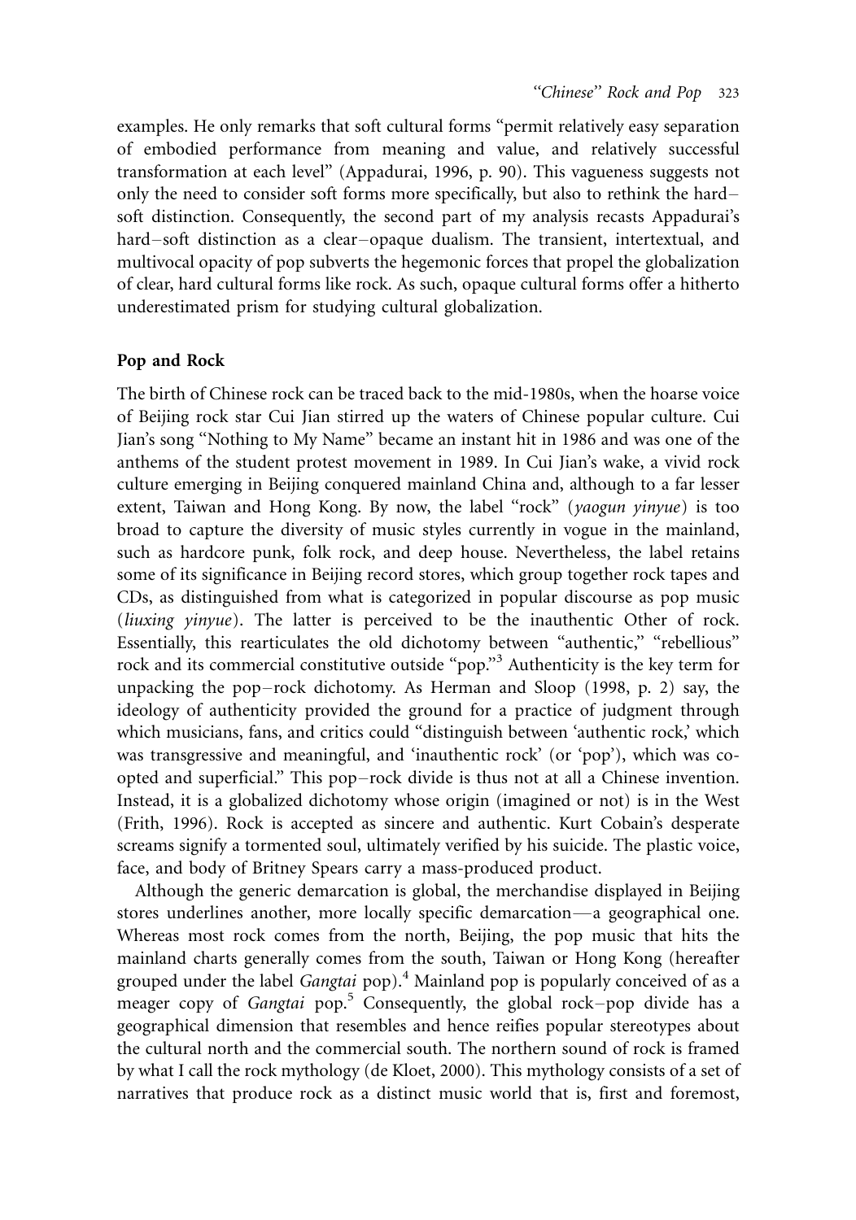examples. He only remarks that soft cultural forms "permit relatively easy separation of embodied performance from meaning and value, and relatively successful transformation at each level" (Appadurai, 1996, p. 90). This vagueness suggests not only the need to consider soft forms more specifically, but also to rethink the hard–soft distinction. Consequently, the second part of my analysis recasts Appadurai's hard–soft distinction as a clear–opaque dualism. The transient, intertextual, and multivocal opacity of pop subverts the hegemonic forces that propel the globalization of clear, hard cultural forms like rock. As such, opaque cultural forms offer a hitherto underestimated prism for studying cultural globalization.

## Pop and Rock

The birth of Chinese rock can be traced back to the mid-1980s, when the hoarse voice of Beijing rock star Cui Jian stirred up the waters of Chinese popular culture. Cui Jian's song "Nothing to My Name" became an instant hit in 1986 and was one of the anthems of the student protest movement in 1989. In Cui Jian's wake, a vivid rock culture emerging in Beijing conquered mainland China and, although to a far lesser extent, Taiwan and Hong Kong. By now, the label "rock" (*yaogun yinyue*) is too broad to capture the diversity of music styles currently in vogue in the mainland, such as hardcore punk, folk rock, and deep house. Nevertheless, the label retains some of its significance in Beijing record stores, which group together rock tapes and CDs, as distinguished from what is categorized in popular discourse as pop music (*liuxing yinyue*). The latter is perceived to be the inauthentic Other of rock. Essentially, this rearticulates the old dichotomy between "authentic," "rebellious" rock and its commercial constitutive outside "pop."[3] Authenticity is the key term for unpacking the pop–rock dichotomy. As Herman and Sloop (1998, p. 2) say, the ideology of authenticity provided the ground for a practice of judgment through which musicians, fans, and critics could "distinguish between 'authentic rock,' which was transgressive and meaningful, and 'inauthentic rock' (or 'pop'), which was co-opted and superficial." This pop–rock divide is thus not at all a Chinese invention. Instead, it is a globalized dichotomy whose origin (imagined or not) is in the West (Frith, 1996). Rock is accepted as sincere and authentic. Kurt Cobain's desperate screams signify a tormented soul, ultimately verified by his suicide. The plastic voice, face, and body of Britney Spears carry a mass-produced product.

Although the generic demarcation is global, the merchandise displayed in Beijing stores underlines another, more locally specific demarcation—a geographical one. Whereas most rock comes from the north, Beijing, the pop music that hits the mainland charts generally comes from the south, Taiwan or Hong Kong (hereafter grouped under the label *Gangtai* pop).[4] Mainland pop is popularly conceived of as a meager copy of *Gangtai* pop.[5] Consequently, the global rock–pop divide has a geographical dimension that resembles and hence reifies popular stereotypes about the cultural north and the commercial south. The northern sound of rock is framed by what I call the rock mythology (de Kloet, 2000). This mythology consists of a set of narratives that produce rock as a distinct music world that is, first and foremost,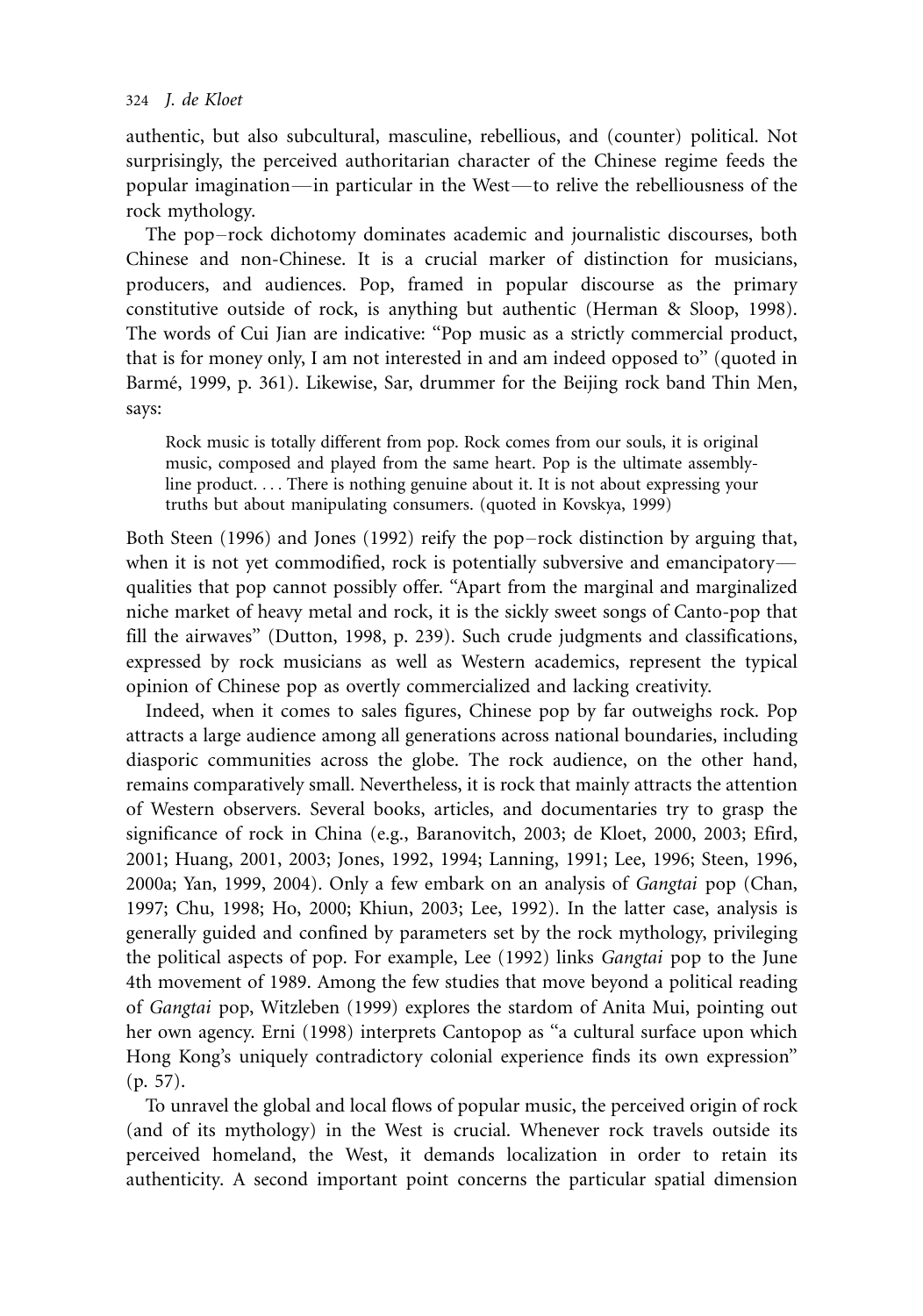authentic, but also subcultural, masculine, rebellious, and (counter) political. Not surprisingly, the perceived authoritarian character of the Chinese regime feeds the popular imagination—in particular in the West—to relive the rebelliousness of the rock mythology.

The pop–rock dichotomy dominates academic and journalistic discourses, both Chinese and non-Chinese. It is a crucial marker of distinction for musicians, producers, and audiences. Pop, framed in popular discourse as the primary constitutive outside of rock, is anything but authentic (Herman & Sloop, 1998). The words of Cui Jian are indicative: "Pop music as a strictly commercial product, that is for money only, I am not interested in and am indeed opposed to" (quoted in Barmé, 1999, p. 361). Likewise, Sar, drummer for the Beijing rock band Thin Men, says:

> Rock music is totally different from pop. Rock comes from our souls, it is original music, composed and played from the same heart. Pop is the ultimate assembly-line product. . . . There is nothing genuine about it. It is not about expressing your truths but about manipulating consumers. (quoted in Kovskya, 1999)

Both Steen (1996) and Jones (1992) reify the pop–rock distinction by arguing that, when it is not yet commodified, rock is potentially subversive and emancipatory—qualities that pop cannot possibly offer. "Apart from the marginal and marginalized niche market of heavy metal and rock, it is the sickly sweet songs of Canto-pop that fill the airwaves" (Dutton, 1998, p. 239). Such crude judgments and classifications, expressed by rock musicians as well as Western academics, represent the typical opinion of Chinese pop as overtly commercialized and lacking creativity.

Indeed, when it comes to sales figures, Chinese pop by far outweighs rock. Pop attracts a large audience among all generations across national boundaries, including diasporic communities across the globe. The rock audience, on the other hand, remains comparatively small. Nevertheless, it is rock that mainly attracts the attention of Western observers. Several books, articles, and documentaries try to grasp the significance of rock in China (e.g., Baranovitch, 2003; de Kloet, 2000, 2003; Efird, 2001; Huang, 2001, 2003; Jones, 1992, 1994; Lanning, 1991; Lee, 1996; Steen, 1996, 2000a; Yan, 1999, 2004). Only a few embark on an analysis of *Gangtai* pop (Chan, 1997; Chu, 1998; Ho, 2000; Khiun, 2003; Lee, 1992). In the latter case, analysis is generally guided and confined by parameters set by the rock mythology, privileging the political aspects of pop. For example, Lee (1992) links *Gangtai* pop to the June 4th movement of 1989. Among the few studies that move beyond a political reading of *Gangtai* pop, Witzleben (1999) explores the stardom of Anita Mui, pointing out her own agency. Erni (1998) interprets Cantopop as "a cultural surface upon which Hong Kong's uniquely contradictory colonial experience finds its own expression" (p. 57).

To unravel the global and local flows of popular music, the perceived origin of rock (and of its mythology) in the West is crucial. Whenever rock travels outside its perceived homeland, the West, it demands localization in order to retain its authenticity. A second important point concerns the particular spatial dimension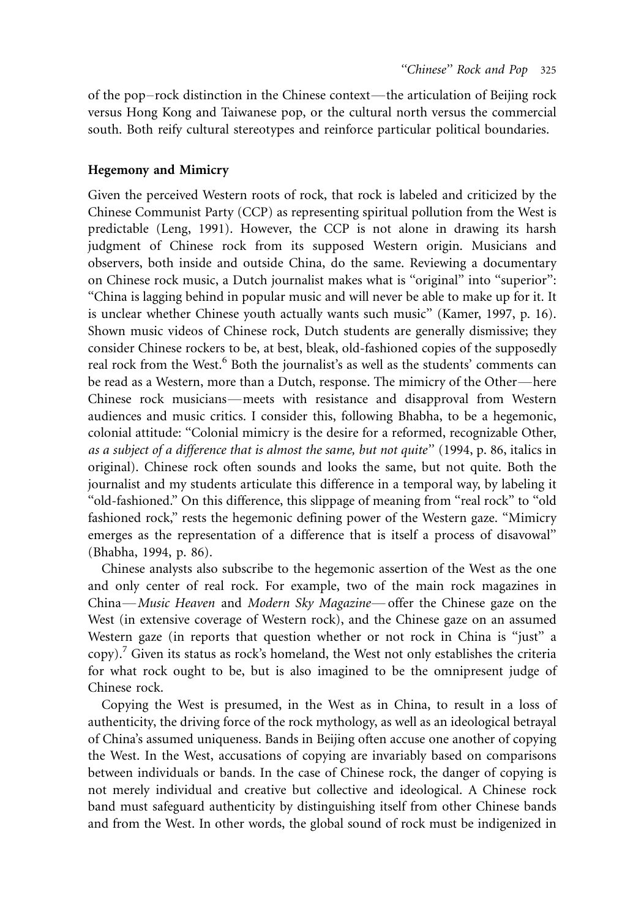of the pop–rock distinction in the Chinese context—the articulation of Beijing rock versus Hong Kong and Taiwanese pop, or the cultural north versus the commercial south. Both reify cultural stereotypes and reinforce particular political boundaries.

## Hegemony and Mimicry

Given the perceived Western roots of rock, that rock is labeled and criticized by the Chinese Communist Party (CCP) as representing spiritual pollution from the West is predictable (Leng, 1991). However, the CCP is not alone in drawing its harsh judgment of Chinese rock from its supposed Western origin. Musicians and observers, both inside and outside China, do the same. Reviewing a documentary on Chinese rock music, a Dutch journalist makes what is "original" into "superior": "China is lagging behind in popular music and will never be able to make up for it. It is unclear whether Chinese youth actually wants such music" (Kamer, 1997, p. 16). Shown music videos of Chinese rock, Dutch students are generally dismissive; they consider Chinese rockers to be, at best, bleak, old-fashioned copies of the supposedly real rock from the West.[6] Both the journalist's as well as the students' comments can be read as a Western, more than a Dutch, response. The mimicry of the Other—here Chinese rock musicians—meets with resistance and disapproval from Western audiences and music critics. I consider this, following Bhabha, to be a hegemonic, colonial attitude: "Colonial mimicry is the desire for a reformed, recognizable Other, *as a subject of a difference that is almost the same, but not quite*" (1994, p. 86, italics in original). Chinese rock often sounds and looks the same, but not quite. Both the journalist and my students articulate this difference in a temporal way, by labeling it "old-fashioned." On this difference, this slippage of meaning from "real rock" to "old fashioned rock," rests the hegemonic defining power of the Western gaze. "Mimicry emerges as the representation of a difference that is itself a process of disavowal" (Bhabha, 1994, p. 86).

Chinese analysts also subscribe to the hegemonic assertion of the West as the one and only center of real rock. For example, two of the main rock magazines in China—*Music Heaven* and *Modern Sky Magazine*—offer the Chinese gaze on the West (in extensive coverage of Western rock), and the Chinese gaze on an assumed Western gaze (in reports that question whether or not rock in China is "just" a copy).[7] Given its status as rock's homeland, the West not only establishes the criteria for what rock ought to be, but is also imagined to be the omnipresent judge of Chinese rock.

Copying the West is presumed, in the West as in China, to result in a loss of authenticity, the driving force of the rock mythology, as well as an ideological betrayal of China's assumed uniqueness. Bands in Beijing often accuse one another of copying the West. In the West, accusations of copying are invariably based on comparisons between individuals or bands. In the case of Chinese rock, the danger of copying is not merely individual and creative but collective and ideological. A Chinese rock band must safeguard authenticity by distinguishing itself from other Chinese bands and from the West. In other words, the global sound of rock must be indigenized in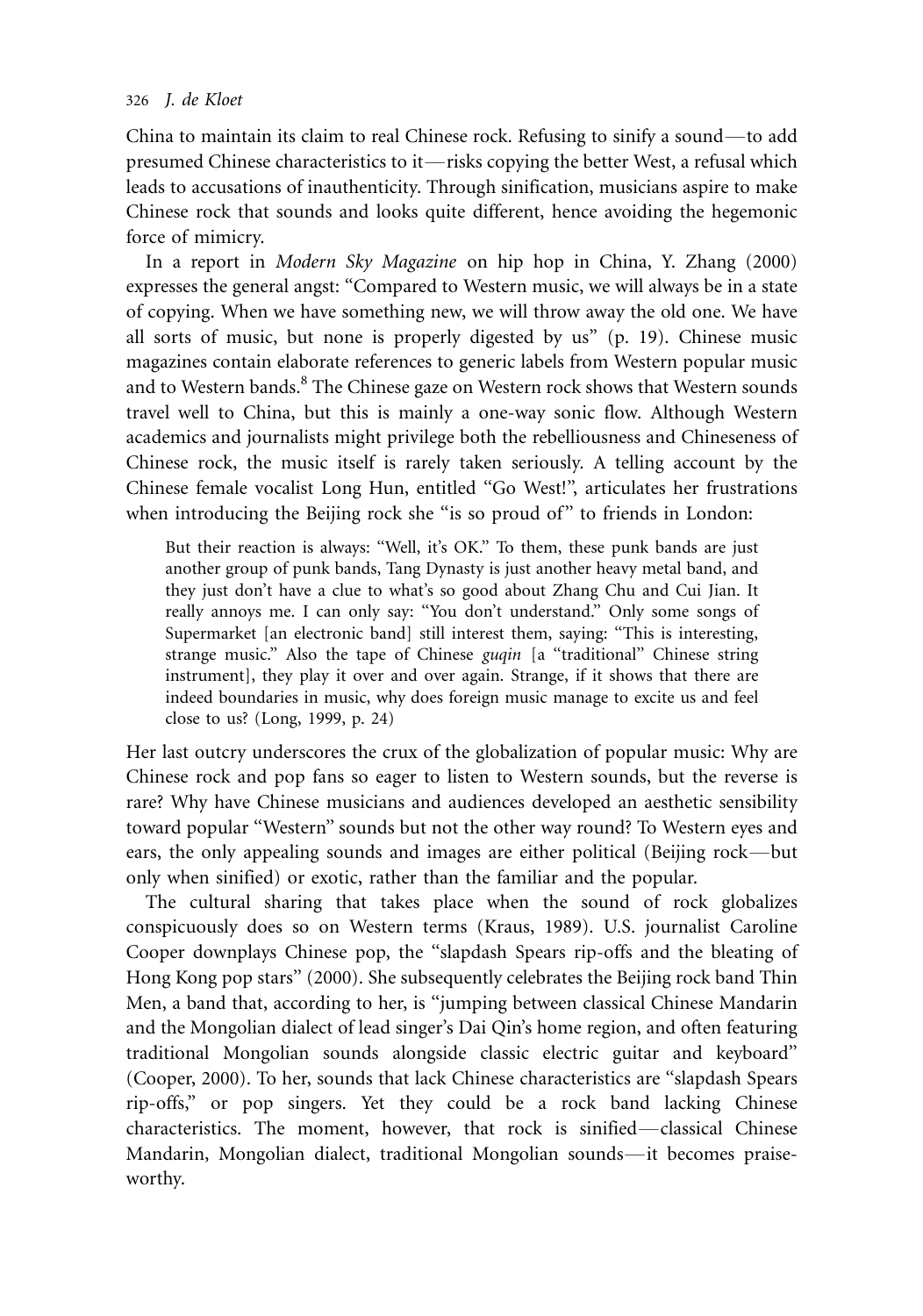China to maintain its claim to real Chinese rock. Refusing to sinify a sound—to add presumed Chinese characteristics to it—risks copying the better West, a refusal which leads to accusations of inauthenticity. Through sinification, musicians aspire to make Chinese rock that sounds and looks quite different, hence avoiding the hegemonic force of mimicry.

In a report in *Modern Sky Magazine* on hip hop in China, Y. Zhang (2000) expresses the general angst: "Compared to Western music, we will always be in a state of copying. When we have something new, we will throw away the old one. We have all sorts of music, but none is properly digested by us" (p. 19). Chinese music magazines contain elaborate references to generic labels from Western popular music and to Western bands.[8] The Chinese gaze on Western rock shows that Western sounds travel well to China, but this is mainly a one-way sonic flow. Although Western academics and journalists might privilege both the rebelliousness and Chineseness of Chinese rock, the music itself is rarely taken seriously. A telling account by the Chinese female vocalist Long Hun, entitled "Go West!", articulates her frustrations when introducing the Beijing rock she "is so proud of" to friends in London:

> But their reaction is always: "Well, it's OK." To them, these punk bands are just another group of punk bands, Tang Dynasty is just another heavy metal band, and they just don't have a clue to what's so good about Zhang Chu and Cui Jian. It really annoys me. I can only say: "You don't understand." Only some songs of Supermarket [an electronic band] still interest them, saying: "This is interesting, strange music." Also the tape of Chinese *guqin* [a "traditional" Chinese string instrument], they play it over and over again. Strange, if it shows that there are indeed boundaries in music, why does foreign music manage to excite us and feel close to us? (Long, 1999, p. 24)

Her last outcry underscores the crux of the globalization of popular music: Why are Chinese rock and pop fans so eager to listen to Western sounds, but the reverse is rare? Why have Chinese musicians and audiences developed an aesthetic sensibility toward popular "Western" sounds but not the other way round? To Western eyes and ears, the only appealing sounds and images are either political (Beijing rock—but only when sinified) or exotic, rather than the familiar and the popular.

The cultural sharing that takes place when the sound of rock globalizes conspicuously does so on Western terms (Kraus, 1989). U.S. journalist Caroline Cooper downplays Chinese pop, the "slapdash Spears rip-offs and the bleating of Hong Kong pop stars" (2000). She subsequently celebrates the Beijing rock band Thin Men, a band that, according to her, is "jumping between classical Chinese Mandarin and the Mongolian dialect of lead singer's Dai Qin's home region, and often featuring traditional Mongolian sounds alongside classic electric guitar and keyboard" (Cooper, 2000). To her, sounds that lack Chinese characteristics are "slapdash Spears rip-offs," or pop singers. Yet they could be a rock band lacking Chinese characteristics. The moment, however, that rock is sinified—classical Chinese Mandarin, Mongolian dialect, traditional Mongolian sounds—it becomes praiseworthy.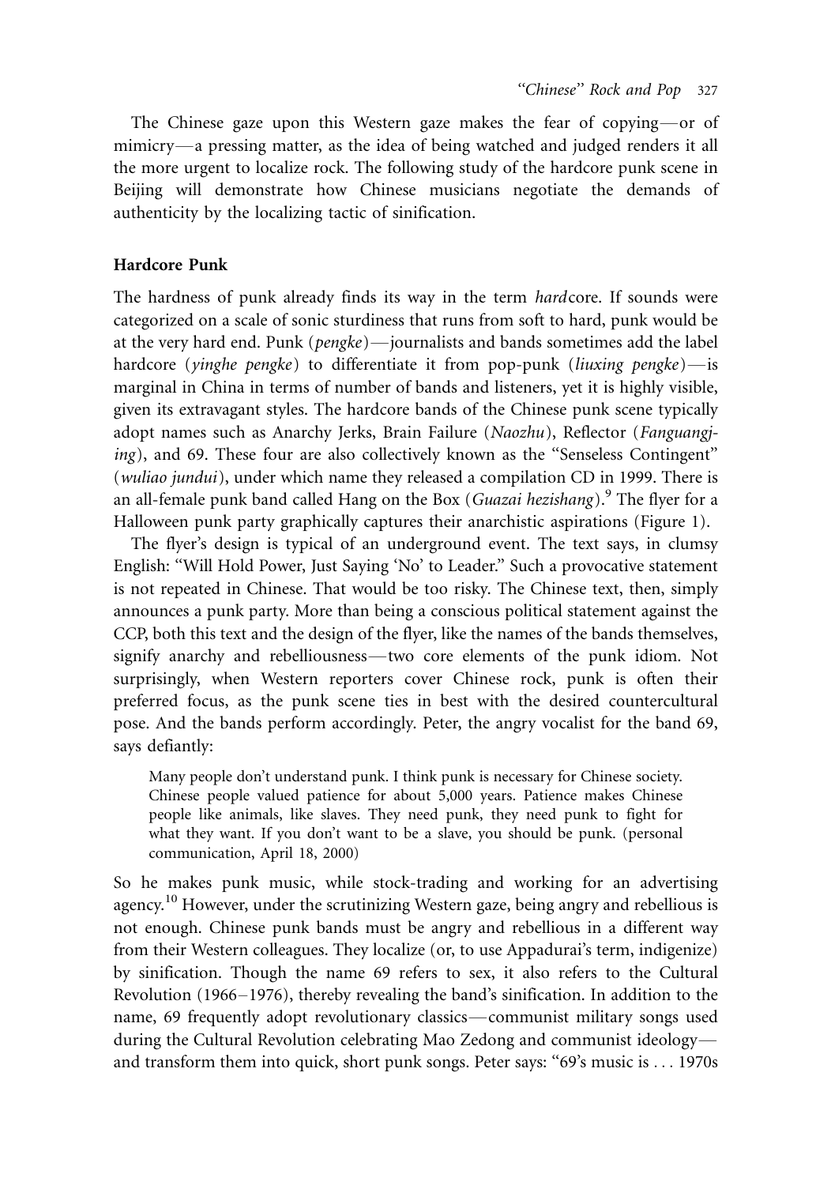The Chinese gaze upon this Western gaze makes the fear of copying—or of mimicry—a pressing matter, as the idea of being watched and judged renders it all the more urgent to localize rock. The following study of the hardcore punk scene in Beijing will demonstrate how Chinese musicians negotiate the demands of authenticity by the localizing tactic of sinification.

## Hardcore Punk

The hardness of punk already finds its way in the term *hard*core. If sounds were categorized on a scale of sonic sturdiness that runs from soft to hard, punk would be at the very hard end. Punk (*pengke*)—journalists and bands sometimes add the label hardcore (*yinghe pengke*) to differentiate it from pop-punk (*liuxing pengke*)—is marginal in China in terms of number of bands and listeners, yet it is highly visible, given its extravagant styles. The hardcore bands of the Chinese punk scene typically adopt names such as Anarchy Jerks, Brain Failure (*Naozhu*), Reflector (*Fanguangjing*), and 69. These four are also collectively known as the "Senseless Contingent" (*wuliao jundui*), under which name they released a compilation CD in 1999. There is an all-female punk band called Hang on the Box (*Guazai hezishang*).[9] The flyer for a Halloween punk party graphically captures their anarchistic aspirations (Figure 1).

The flyer's design is typical of an underground event. The text says, in clumsy English: "Will Hold Power, Just Saying 'No' to Leader." Such a provocative statement is not repeated in Chinese. That would be too risky. The Chinese text, then, simply announces a punk party. More than being a conscious political statement against the CCP, both this text and the design of the flyer, like the names of the bands themselves, signify anarchy and rebelliousness—two core elements of the punk idiom. Not surprisingly, when Western reporters cover Chinese rock, punk is often their preferred focus, as the punk scene ties in best with the desired countercultural pose. And the bands perform accordingly. Peter, the angry vocalist for the band 69, says defiantly:

> Many people don't understand punk. I think punk is necessary for Chinese society. Chinese people valued patience for about 5,000 years. Patience makes Chinese people like animals, like slaves. They need punk, they need punk to fight for what they want. If you don't want to be a slave, you should be punk. (personal communication, April 18, 2000)

So he makes punk music, while stock-trading and working for an advertising agency.[10] However, under the scrutinizing Western gaze, being angry and rebellious is not enough. Chinese punk bands must be angry and rebellious in a different way from their Western colleagues. They localize (or, to use Appadurai's term, indigenize) by sinification. Though the name 69 refers to sex, it also refers to the Cultural Revolution (1966–1976), thereby revealing the band's sinification. In addition to the name, 69 frequently adopt revolutionary classics—communist military songs used during the Cultural Revolution celebrating Mao Zedong and communist ideology—and transform them into quick, short punk songs. Peter says: "69's music is . . . 1970s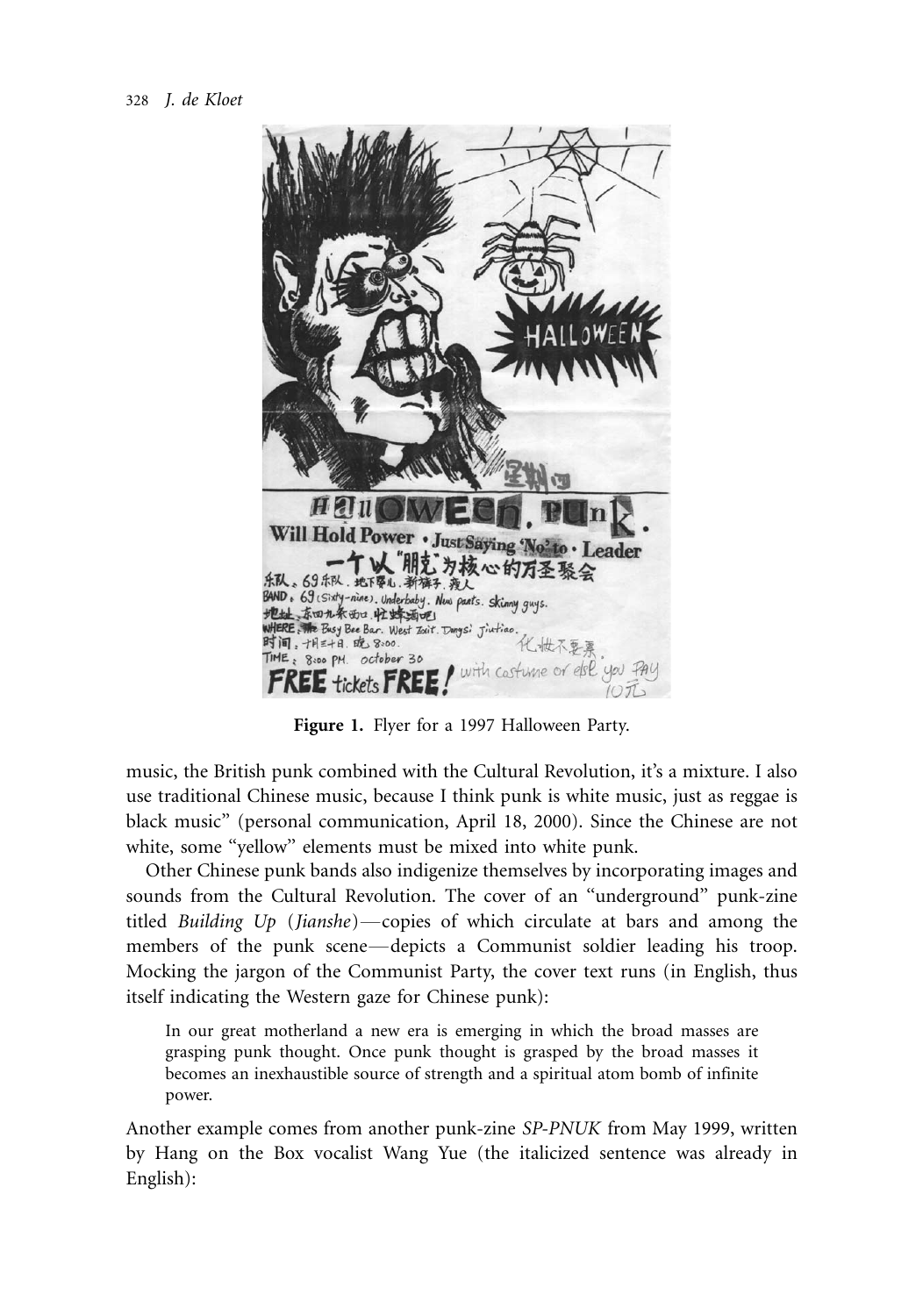**Figure 1.** Flyer for a 1997 Halloween Party.

music, the British punk combined with the Cultural Revolution, it's a mixture. I also use traditional Chinese music, because I think punk is white music, just as reggae is black music" (personal communication, April 18, 2000). Since the Chinese are not white, some "yellow" elements must be mixed into white punk.

Other Chinese punk bands also indigenize themselves by incorporating images and sounds from the Cultural Revolution. The cover of an "underground" punk-zine titled *Building Up* (*Jianshe*)—copies of which circulate at bars and among the members of the punk scene—depicts a Communist soldier leading his troop. Mocking the jargon of the Communist Party, the cover text runs (in English, thus itself indicating the Western gaze for Chinese punk):

> In our great motherland a new era is emerging in which the broad masses are grasping punk thought. Once punk thought is grasped by the broad masses it becomes an inexhaustible source of strength and a spiritual atom bomb of infinite power.

Another example comes from another punk-zine *SP-PNUK* from May 1999, written by Hang on the Box vocalist Wang Yue (the italicized sentence was already in English):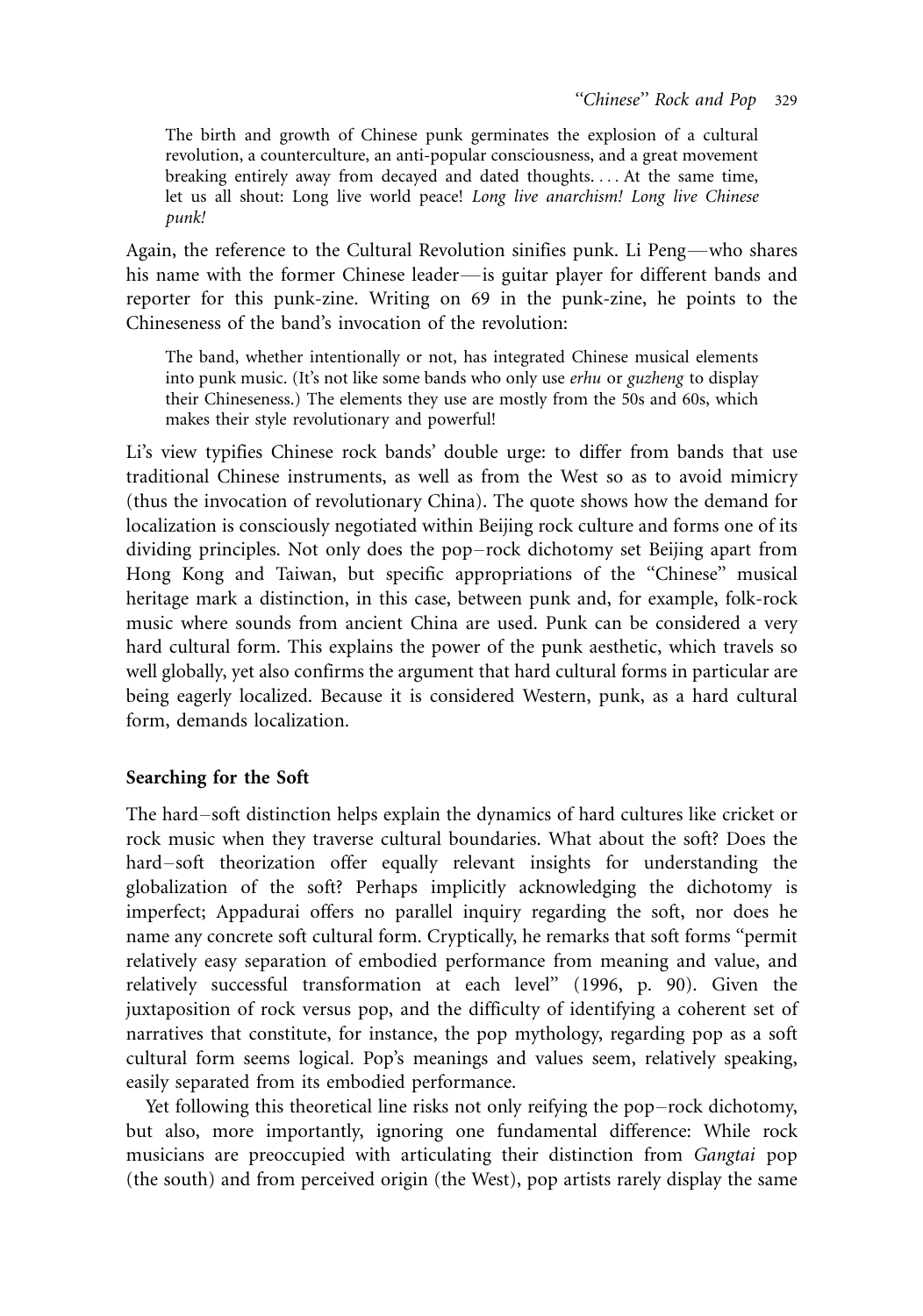> The birth and growth of Chinese punk germinates the explosion of a cultural revolution, a counterculture, an anti-popular consciousness, and a great movement breaking entirely away from decayed and dated thoughts. . . . At the same time, let us all shout: Long live world peace! *Long live anarchism! Long live Chinese punk!*

Again, the reference to the Cultural Revolution sinifies punk. Li Peng—who shares his name with the former Chinese leader—is guitar player for different bands and reporter for this punk-zine. Writing on 69 in the punk-zine, he points to the Chineseness of the band's invocation of the revolution:

> The band, whether intentionally or not, has integrated Chinese musical elements into punk music. (It's not like some bands who only use *erhu* or *guzheng* to display their Chineseness.) The elements they use are mostly from the 50s and 60s, which makes their style revolutionary and powerful!

Li's view typifies Chinese rock bands' double urge: to differ from bands that use traditional Chinese instruments, as well as from the West so as to avoid mimicry (thus the invocation of revolutionary China). The quote shows how the demand for localization is consciously negotiated within Beijing rock culture and forms one of its dividing principles. Not only does the pop–rock dichotomy set Beijing apart from Hong Kong and Taiwan, but specific appropriations of the "Chinese" musical heritage mark a distinction, in this case, between punk and, for example, folk-rock music where sounds from ancient China are used. Punk can be considered a very hard cultural form. This explains the power of the punk aesthetic, which travels so well globally, yet also confirms the argument that hard cultural forms in particular are being eagerly localized. Because it is considered Western, punk, as a hard cultural form, demands localization.

### Searching for the Soft

The hard–soft distinction helps explain the dynamics of hard cultures like cricket or rock music when they traverse cultural boundaries. What about the soft? Does the hard–soft theorization offer equally relevant insights for understanding the globalization of the soft? Perhaps implicitly acknowledging the dichotomy is imperfect; Appadurai offers no parallel inquiry regarding the soft, nor does he name any concrete soft cultural form. Cryptically, he remarks that soft forms "permit relatively easy separation of embodied performance from meaning and value, and relatively successful transformation at each level" (1996, p. 90). Given the juxtaposition of rock versus pop, and the difficulty of identifying a coherent set of narratives that constitute, for instance, the pop mythology, regarding pop as a soft cultural form seems logical. Pop's meanings and values seem, relatively speaking, easily separated from its embodied performance.

Yet following this theoretical line risks not only reifying the pop–rock dichotomy, but also, more importantly, ignoring one fundamental difference: While rock musicians are preoccupied with articulating their distinction from *Gangtai* pop (the south) and from perceived origin (the West), pop artists rarely display the same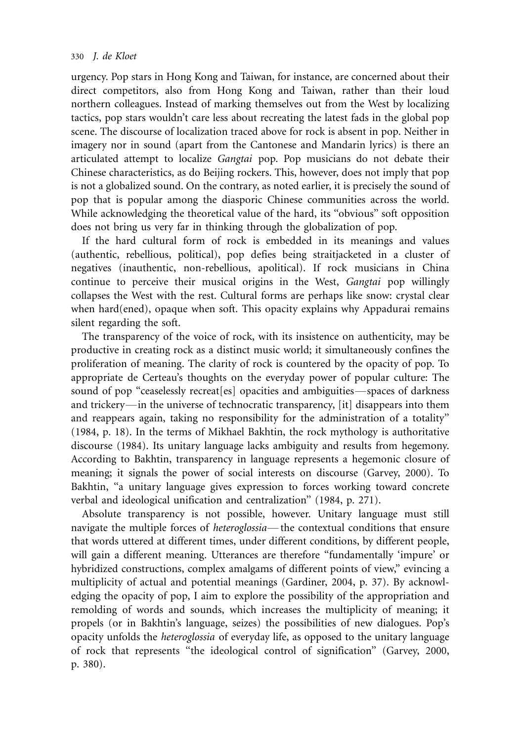urgency. Pop stars in Hong Kong and Taiwan, for instance, are concerned about their direct competitors, also from Hong Kong and Taiwan, rather than their loud northern colleagues. Instead of marking themselves out from the West by localizing tactics, pop stars wouldn't care less about recreating the latest fads in the global pop scene. The discourse of localization traced above for rock is absent in pop. Neither in imagery nor in sound (apart from the Cantonese and Mandarin lyrics) is there an articulated attempt to localize *Gangtai* pop. Pop musicians do not debate their Chinese characteristics, as do Beijing rockers. This, however, does not imply that pop is not a globalized sound. On the contrary, as noted earlier, it is precisely the sound of pop that is popular among the diasporic Chinese communities across the world. While acknowledging the theoretical value of the hard, its "obvious" soft opposition does not bring us very far in thinking through the globalization of pop.

If the hard cultural form of rock is embedded in its meanings and values (authentic, rebellious, political), pop defies being straitjacketed in a cluster of negatives (inauthentic, non-rebellious, apolitical). If rock musicians in China continue to perceive their musical origins in the West, *Gangtai* pop willingly collapses the West with the rest. Cultural forms are perhaps like snow: crystal clear when hard(ened), opaque when soft. This opacity explains why Appadurai remains silent regarding the soft.

The transparency of the voice of rock, with its insistence on authenticity, may be productive in creating rock as a distinct music world; it simultaneously confines the proliferation of meaning. The clarity of rock is countered by the opacity of pop. To appropriate de Certeau's thoughts on the everyday power of popular culture: The sound of pop "ceaselessly recreat[es] opacities and ambiguities—spaces of darkness and trickery—in the universe of technocratic transparency, [it] disappears into them and reappears again, taking no responsibility for the administration of a totality" (1984, p. 18). In the terms of Mikhael Bakhtin, the rock mythology is authoritative discourse (1984). Its unitary language lacks ambiguity and results from hegemony. According to Bakhtin, transparency in language represents a hegemonic closure of meaning; it signals the power of social interests on discourse (Garvey, 2000). To Bakhtin, "a unitary language gives expression to forces working toward concrete verbal and ideological unification and centralization" (1984, p. 271).

Absolute transparency is not possible, however. Unitary language must still navigate the multiple forces of *heteroglossia*—the contextual conditions that ensure that words uttered at different times, under different conditions, by different people, will gain a different meaning. Utterances are therefore "fundamentally 'impure' or hybridized constructions, complex amalgams of different points of view," evincing a multiplicity of actual and potential meanings (Gardiner, 2004, p. 37). By acknowledging the opacity of pop, I aim to explore the possibility of the appropriation and remolding of words and sounds, which increases the multiplicity of meaning; it propels (or in Bakhtin's language, seizes) the possibilities of new dialogues. Pop's opacity unfolds the *heteroglossia* of everyday life, as opposed to the unitary language of rock that represents "the ideological control of signification" (Garvey, 2000, p. 380).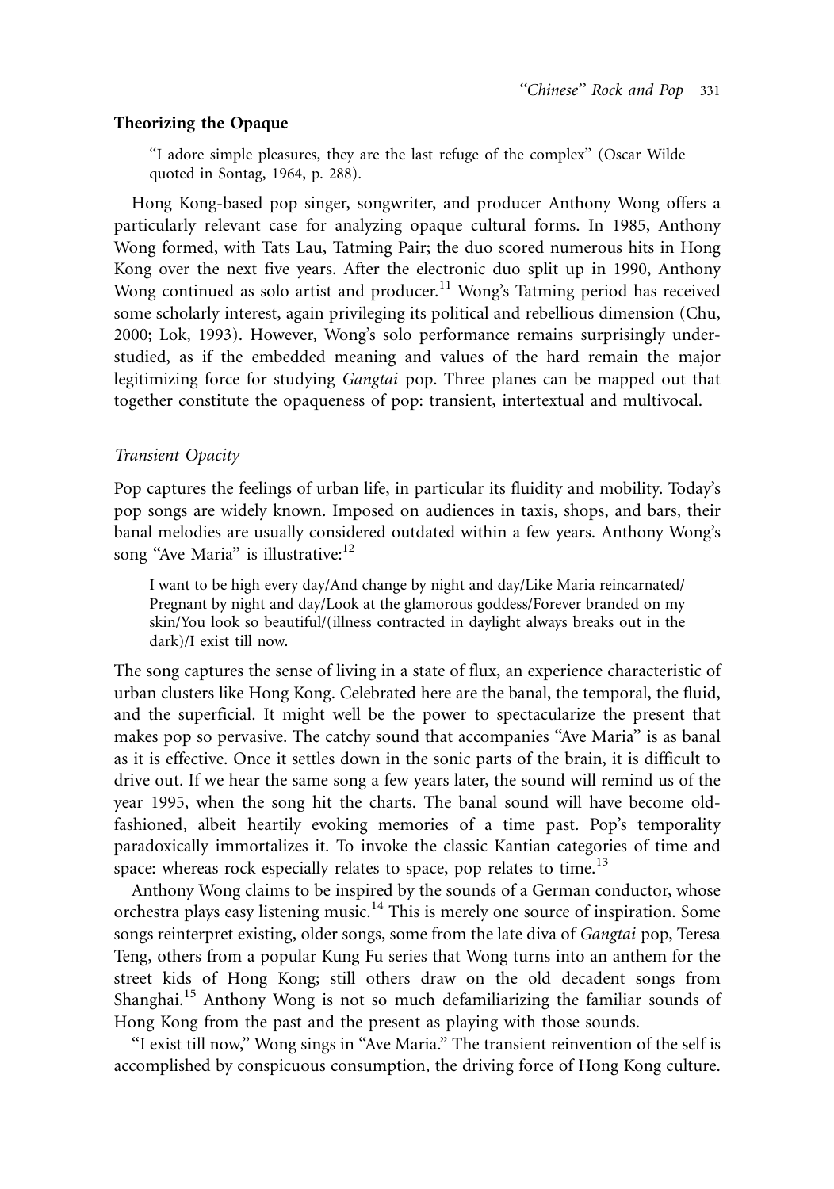## Theorizing the Opaque

> "I adore simple pleasures, they are the last refuge of the complex" (Oscar Wilde quoted in Sontag, 1964, p. 288).

Hong Kong-based pop singer, songwriter, and producer Anthony Wong offers a particularly relevant case for analyzing opaque cultural forms. In 1985, Anthony Wong formed, with Tats Lau, Tatming Pair; the duo scored numerous hits in Hong Kong over the next five years. After the electronic duo split up in 1990, Anthony Wong continued as solo artist and producer.[11] Wong's Tatming period has received some scholarly interest, again privileging its political and rebellious dimension (Chu, 2000; Lok, 1993). However, Wong's solo performance remains surprisingly understudied, as if the embedded meaning and values of the hard remain the major legitimizing force for studying *Gangtai* pop. Three planes can be mapped out that together constitute the opaqueness of pop: transient, intertextual and multivocal.

### *Transient Opacity*

Pop captures the feelings of urban life, in particular its fluidity and mobility. Today's pop songs are widely known. Imposed on audiences in taxis, shops, and bars, their banal melodies are usually considered outdated within a few years. Anthony Wong's song "Ave Maria" is illustrative:[12]

> I want to be high every day/And change by night and day/Like Maria reincarnated/Pregnant by night and day/Look at the glamorous goddess/Forever branded on my skin/You look so beautiful/(illness contracted in daylight always breaks out in the dark)/I exist till now.

The song captures the sense of living in a state of flux, an experience characteristic of urban clusters like Hong Kong. Celebrated here are the banal, the temporal, the fluid, and the superficial. It might well be the power to spectacularize the present that makes pop so pervasive. The catchy sound that accompanies "Ave Maria" is as banal as it is effective. Once it settles down in the sonic parts of the brain, it is difficult to drive out. If we hear the same song a few years later, the sound will remind us of the year 1995, when the song hit the charts. The banal sound will have become old-fashioned, albeit heartily evoking memories of a time past. Pop's temporality paradoxically immortalizes it. To invoke the classic Kantian categories of time and space: whereas rock especially relates to space, pop relates to time.[13]

Anthony Wong claims to be inspired by the sounds of a German conductor, whose orchestra plays easy listening music.[14] This is merely one source of inspiration. Some songs reinterpret existing, older songs, some from the late diva of *Gangtai* pop, Teresa Teng, others from a popular Kung Fu series that Wong turns into an anthem for the street kids of Hong Kong; still others draw on the old decadent songs from Shanghai.[15] Anthony Wong is not so much defamiliarizing the familiar sounds of Hong Kong from the past and the present as playing with those sounds.

"I exist till now," Wong sings in "Ave Maria." The transient reinvention of the self is accomplished by conspicuous consumption, the driving force of Hong Kong culture.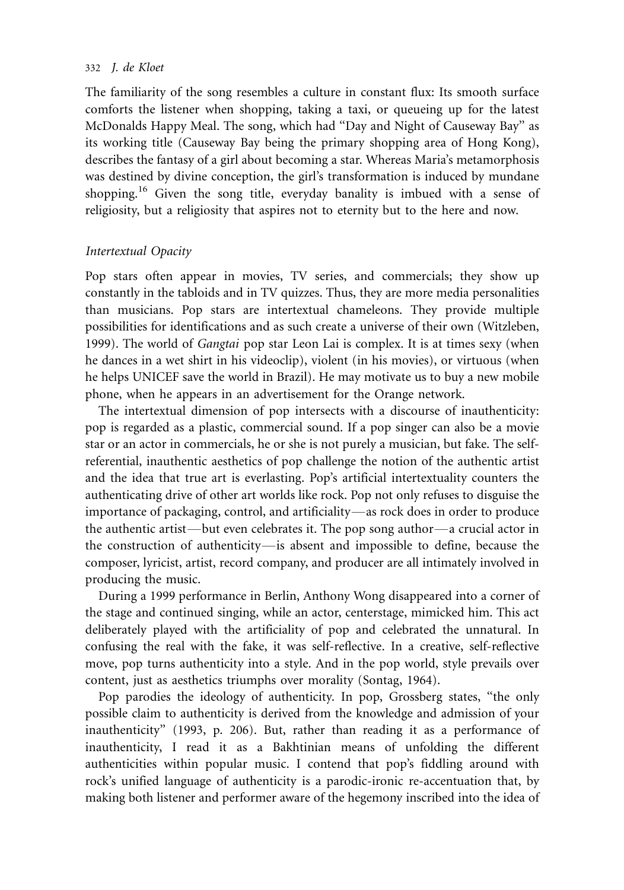The familiarity of the song resembles a culture in constant flux: Its smooth surface comforts the listener when shopping, taking a taxi, or queueing up for the latest McDonalds Happy Meal. The song, which had "Day and Night of Causeway Bay" as its working title (Causeway Bay being the primary shopping area of Hong Kong), describes the fantasy of a girl about becoming a star. Whereas Maria's metamorphosis was destined by divine conception, the girl's transformation is induced by mundane shopping.[16] Given the song title, everyday banality is imbued with a sense of religiosity, but a religiosity that aspires not to eternity but to the here and now.

### *Intertextual Opacity*

Pop stars often appear in movies, TV series, and commercials; they show up constantly in the tabloids and in TV quizzes. Thus, they are more media personalities than musicians. Pop stars are intertextual chameleons. They provide multiple possibilities for identifications and as such create a universe of their own (Witzleben, 1999). The world of *Gangtai* pop star Leon Lai is complex. It is at times sexy (when he dances in a wet shirt in his videoclip), violent (in his movies), or virtuous (when he helps UNICEF save the world in Brazil). He may motivate us to buy a new mobile phone, when he appears in an advertisement for the Orange network.

The intertextual dimension of pop intersects with a discourse of inauthenticity: pop is regarded as a plastic, commercial sound. If a pop singer can also be a movie star or an actor in commercials, he or she is not purely a musician, but fake. The self-referential, inauthentic aesthetics of pop challenge the notion of the authentic artist and the idea that true art is everlasting. Pop's artificial intertextuality counters the authenticating drive of other art worlds like rock. Pop not only refuses to disguise the importance of packaging, control, and artificiality—as rock does in order to produce the authentic artist—but even celebrates it. The pop song author—a crucial actor in the construction of authenticity—is absent and impossible to define, because the composer, lyricist, artist, record company, and producer are all intimately involved in producing the music.

During a 1999 performance in Berlin, Anthony Wong disappeared into a corner of the stage and continued singing, while an actor, centerstage, mimicked him. This act deliberately played with the artificiality of pop and celebrated the unnatural. In confusing the real with the fake, it was self-reflective. In a creative, self-reflective move, pop turns authenticity into a style. And in the pop world, style prevails over content, just as aesthetics triumphs over morality (Sontag, 1964).

Pop parodies the ideology of authenticity. In pop, Grossberg states, "the only possible claim to authenticity is derived from the knowledge and admission of your inauthenticity" (1993, p. 206). But, rather than reading it as a performance of inauthenticity, I read it as a Bakhtinian means of unfolding the different authenticities within popular music. I contend that pop's fiddling around with rock's unified language of authenticity is a parodic-ironic re-accentuation that, by making both listener and performer aware of the hegemony inscribed into the idea of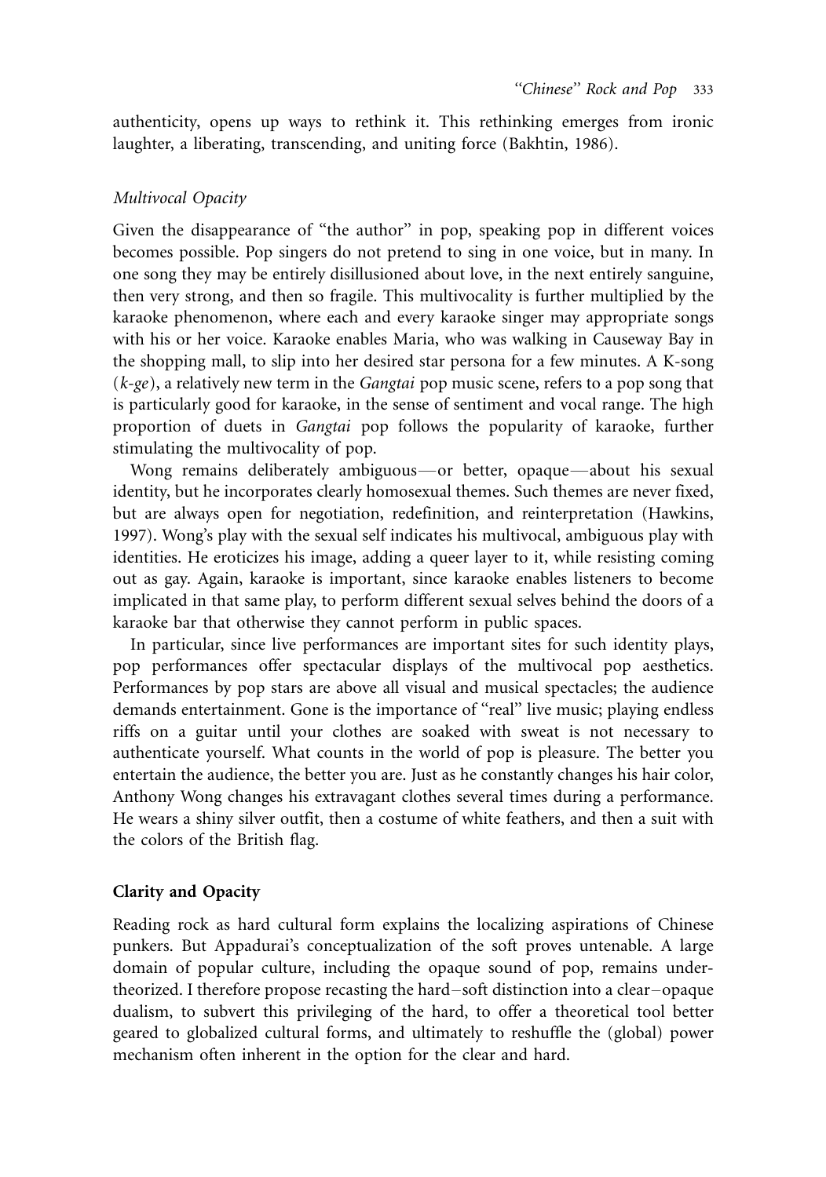authenticity, opens up ways to rethink it. This rethinking emerges from ironic laughter, a liberating, transcending, and uniting force (Bakhtin, 1986).

### *Multivocal Opacity*

Given the disappearance of "the author" in pop, speaking pop in different voices becomes possible. Pop singers do not pretend to sing in one voice, but in many. In one song they may be entirely disillusioned about love, in the next entirely sanguine, then very strong, and then so fragile. This multivocality is further multiplied by the karaoke phenomenon, where each and every karaoke singer may appropriate songs with his or her voice. Karaoke enables Maria, who was walking in Causeway Bay in the shopping mall, to slip into her desired star persona for a few minutes. A K-song (*k-ge*), a relatively new term in the *Gangtai* pop music scene, refers to a pop song that is particularly good for karaoke, in the sense of sentiment and vocal range. The high proportion of duets in *Gangtai* pop follows the popularity of karaoke, further stimulating the multivocality of pop.

Wong remains deliberately ambiguous—or better, opaque—about his sexual identity, but he incorporates clearly homosexual themes. Such themes are never fixed, but are always open for negotiation, redefinition, and reinterpretation (Hawkins, 1997). Wong's play with the sexual self indicates his multivocal, ambiguous play with identities. He eroticizes his image, adding a queer layer to it, while resisting coming out as gay. Again, karaoke is important, since karaoke enables listeners to become implicated in that same play, to perform different sexual selves behind the doors of a karaoke bar that otherwise they cannot perform in public spaces.

In particular, since live performances are important sites for such identity plays, pop performances offer spectacular displays of the multivocal pop aesthetics. Performances by pop stars are above all visual and musical spectacles; the audience demands entertainment. Gone is the importance of "real" live music; playing endless riffs on a guitar until your clothes are soaked with sweat is not necessary to authenticate yourself. What counts in the world of pop is pleasure. The better you entertain the audience, the better you are. Just as he constantly changes his hair color, Anthony Wong changes his extravagant clothes several times during a performance. He wears a shiny silver outfit, then a costume of white feathers, and then a suit with the colors of the British flag.

## **Clarity and Opacity**

Reading rock as hard cultural form explains the localizing aspirations of Chinese punkers. But Appadurai's conceptualization of the soft proves untenable. A large domain of popular culture, including the opaque sound of pop, remains under-theorized. I therefore propose recasting the hard–soft distinction into a clear–opaque dualism, to subvert this privileging of the hard, to offer a theoretical tool better geared to globalized cultural forms, and ultimately to reshuffle the (global) power mechanism often inherent in the option for the clear and hard.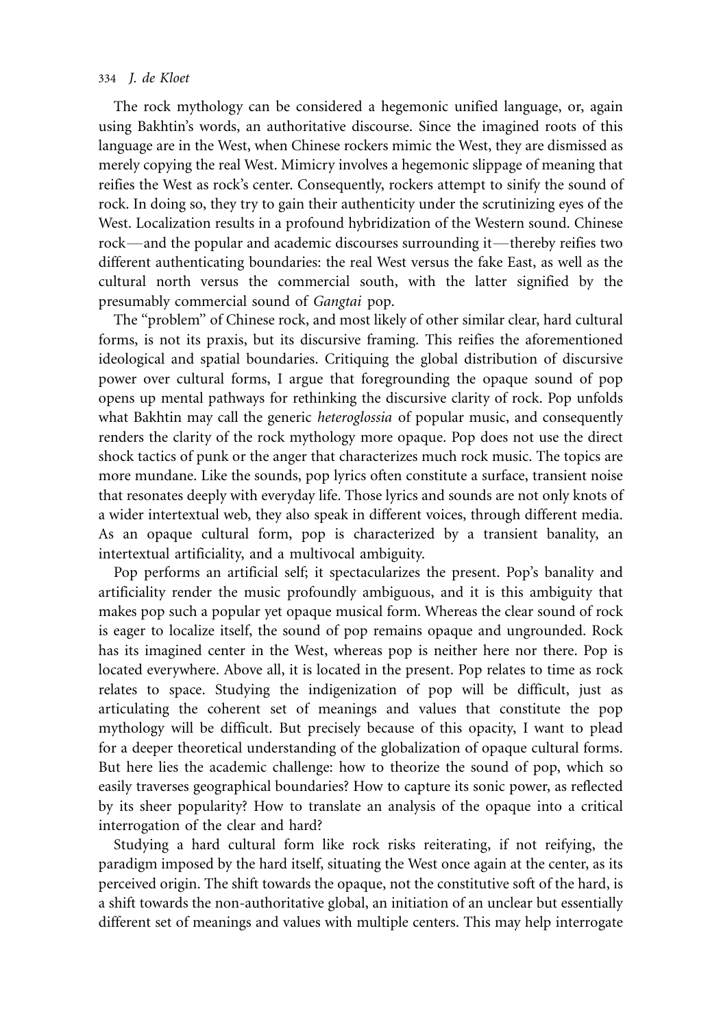The rock mythology can be considered a hegemonic unified language, or, again using Bakhtin's words, an authoritative discourse. Since the imagined roots of this language are in the West, when Chinese rockers mimic the West, they are dismissed as merely copying the real West. Mimicry involves a hegemonic slippage of meaning that reifies the West as rock's center. Consequently, rockers attempt to sinify the sound of rock. In doing so, they try to gain their authenticity under the scrutinizing eyes of the West. Localization results in a profound hybridization of the Western sound. Chinese rock—and the popular and academic discourses surrounding it—thereby reifies two different authenticating boundaries: the real West versus the fake East, as well as the cultural north versus the commercial south, with the latter signified by the presumably commercial sound of *Gangtai* pop.

The "problem" of Chinese rock, and most likely of other similar clear, hard cultural forms, is not its praxis, but its discursive framing. This reifies the aforementioned ideological and spatial boundaries. Critiquing the global distribution of discursive power over cultural forms, I argue that foregrounding the opaque sound of pop opens up mental pathways for rethinking the discursive clarity of rock. Pop unfolds what Bakhtin may call the generic *heteroglossia* of popular music, and consequently renders the clarity of the rock mythology more opaque. Pop does not use the direct shock tactics of punk or the anger that characterizes much rock music. The topics are more mundane. Like the sounds, pop lyrics often constitute a surface, transient noise that resonates deeply with everyday life. Those lyrics and sounds are not only knots of a wider intertextual web, they also speak in different voices, through different media. As an opaque cultural form, pop is characterized by a transient banality, an intertextual artificiality, and a multivocal ambiguity.

Pop performs an artificial self; it spectacularizes the present. Pop's banality and artificiality render the music profoundly ambiguous, and it is this ambiguity that makes pop such a popular yet opaque musical form. Whereas the clear sound of rock is eager to localize itself, the sound of pop remains opaque and ungrounded. Rock has its imagined center in the West, whereas pop is neither here nor there. Pop is located everywhere. Above all, it is located in the present. Pop relates to time as rock relates to space. Studying the indigenization of pop will be difficult, just as articulating the coherent set of meanings and values that constitute the pop mythology will be difficult. But precisely because of this opacity, I want to plead for a deeper theoretical understanding of the globalization of opaque cultural forms. But here lies the academic challenge: how to theorize the sound of pop, which so easily traverses geographical boundaries? How to capture its sonic power, as reflected by its sheer popularity? How to translate an analysis of the opaque into a critical interrogation of the clear and hard?

Studying a hard cultural form like rock risks reiterating, if not reifying, the paradigm imposed by the hard itself, situating the West once again at the center, as its perceived origin. The shift towards the opaque, not the constitutive soft of the hard, is a shift towards the non-authoritative global, an initiation of an unclear but essentially different set of meanings and values with multiple centers. This may help interrogate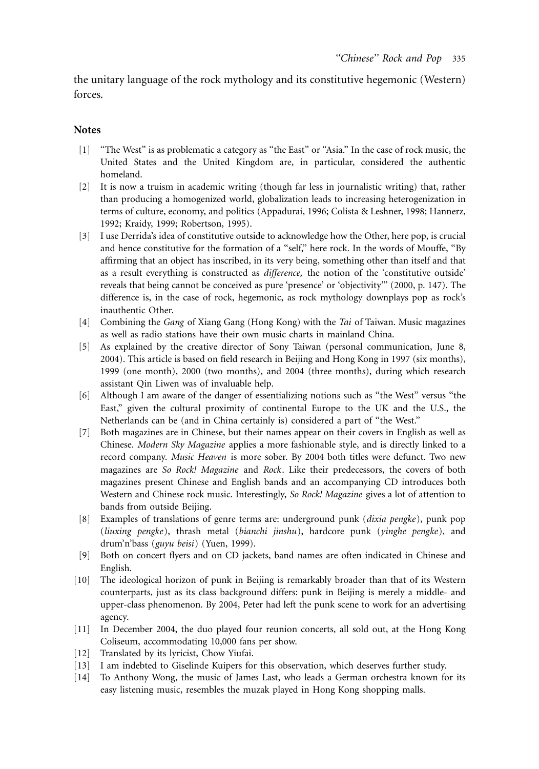the unitary language of the rock mythology and its constitutive hegemonic (Western) forces.

## Notes

[1] "The West" is as problematic a category as "the East" or "Asia." In the case of rock music, the United States and the United Kingdom are, in particular, considered the authentic homeland.

[2] It is now a truism in academic writing (though far less in journalistic writing) that, rather than producing a homogenized world, globalization leads to increasing heterogenization in terms of culture, economy, and politics (Appadurai, 1996; Colista & Leshner, 1998; Hannerz, 1992; Kraidy, 1999; Robertson, 1995).

[3] I use Derrida's idea of constitutive outside to acknowledge how the Other, here pop, is crucial and hence constitutive for the formation of a "self," here rock. In the words of Mouffe, "By affirming that an object has inscribed, in its very being, something other than itself and that as a result everything is constructed as *difference,* the notion of the 'constitutive outside' reveals that being cannot be conceived as pure 'presence' or 'objectivity'" (2000, p. 147). The difference is, in the case of rock, hegemonic, as rock mythology downplays pop as rock's inauthentic Other.

[4] Combining the *Gang* of Xiang Gang (Hong Kong) with the *Tai* of Taiwan. Music magazines as well as radio stations have their own music charts in mainland China.

[5] As explained by the creative director of Sony Taiwan (personal communication, June 8, 2004). This article is based on field research in Beijing and Hong Kong in 1997 (six months), 1999 (one month), 2000 (two months), and 2004 (three months), during which research assistant Qin Liwen was of invaluable help.

[6] Although I am aware of the danger of essentializing notions such as "the West" versus "the East," given the cultural proximity of continental Europe to the UK and the U.S., the Netherlands can be (and in China certainly is) considered a part of "the West."

[7] Both magazines are in Chinese, but their names appear on their covers in English as well as Chinese. *Modern Sky Magazine* applies a more fashionable style, and is directly linked to a record company. *Music Heaven* is more sober. By 2004 both titles were defunct. Two new magazines are *So Rock! Magazine* and *Rock*. Like their predecessors, the covers of both magazines present Chinese and English bands and an accompanying CD introduces both Western and Chinese rock music. Interestingly, *So Rock! Magazine* gives a lot of attention to bands from outside Beijing.

[8] Examples of translations of genre terms are: underground punk (*dixia pengke*), punk pop (*liuxing pengke*), thrash metal (*bianchi jinshu*), hardcore punk (*yinghe pengke*), and drum'n'bass (*guyu beisi*) (Yuen, 1999).

[9] Both on concert flyers and on CD jackets, band names are often indicated in Chinese and English.

[10] The ideological horizon of punk in Beijing is remarkably broader than that of its Western counterparts, just as its class background differs: punk in Beijing is merely a middle- and upper-class phenomenon. By 2004, Peter had left the punk scene to work for an advertising agency.

[11] In December 2004, the duo played four reunion concerts, all sold out, at the Hong Kong Coliseum, accommodating 10,000 fans per show.

[12] Translated by its lyricist, Chow Yiufai.

[13] I am indebted to Giselinde Kuipers for this observation, which deserves further study.

[14] To Anthony Wong, the music of James Last, who leads a German orchestra known for its easy listening music, resembles the muzak played in Hong Kong shopping malls.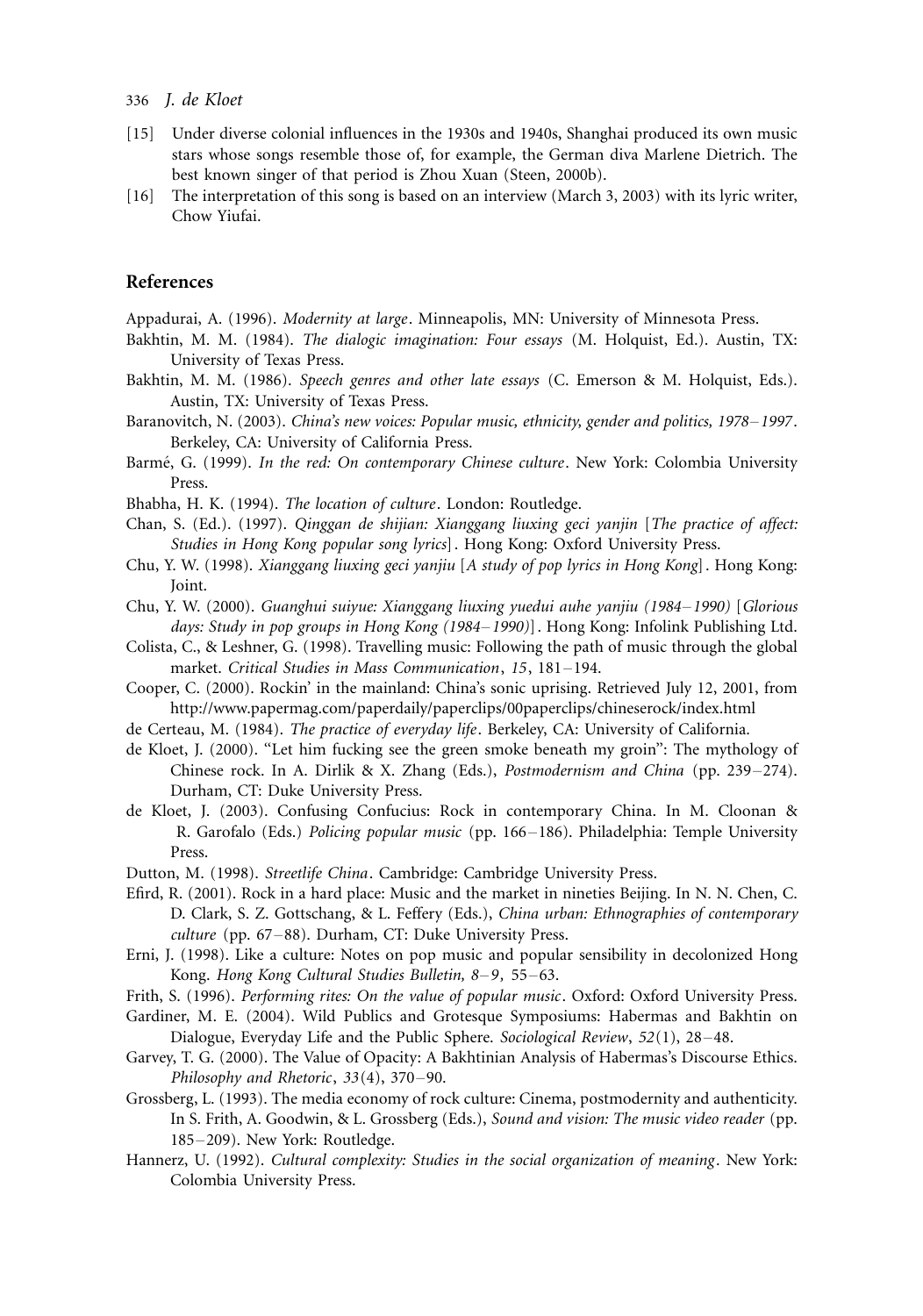[15] Under diverse colonial influences in the 1930s and 1940s, Shanghai produced its own music stars whose songs resemble those of, for example, the German diva Marlene Dietrich. The best known singer of that period is Zhou Xuan (Steen, 2000b).

[16] The interpretation of this song is based on an interview (March 3, 2003) with its lyric writer, Chow Yiufai.

## References

Appadurai, A. (1996). *Modernity at large*. Minneapolis, MN: University of Minnesota Press.

Bakhtin, M. M. (1984). *The dialogic imagination: Four essays* (M. Holquist, Ed.). Austin, TX: University of Texas Press.

Bakhtin, M. M. (1986). *Speech genres and other late essays* (C. Emerson & M. Holquist, Eds.). Austin, TX: University of Texas Press.

Baranovitch, N. (2003). *China's new voices: Popular music, ethnicity, gender and politics, 1978–1997*. Berkeley, CA: University of California Press.

Barmé, G. (1999). *In the red: On contemporary Chinese culture*. New York: Colombia University Press.

Bhabha, H. K. (1994). *The location of culture*. London: Routledge.

Chan, S. (Ed.). (1997). *Qinggan de shijian: Xianggang liuxing geci yanjin* [*The practice of affect: Studies in Hong Kong popular song lyrics*]. Hong Kong: Oxford University Press.

Chu, Y. W. (1998). *Xianggang liuxing geci yanjiu* [*A study of pop lyrics in Hong Kong*]. Hong Kong: Joint.

Chu, Y. W. (2000). *Guanghui suiyue: Xianggang liuxing yuedui auhe yanjiu (1984–1990)* [*Glorious days: Study in pop groups in Hong Kong (1984–1990)*]. Hong Kong: Infolink Publishing Ltd.

Colista, C., & Leshner, G. (1998). Travelling music: Following the path of music through the global market. *Critical Studies in Mass Communication*, *15*, 181–194.

Cooper, C. (2000). Rockin' in the mainland: China's sonic uprising. Retrieved July 12, 2001, from http://www.papermag.com/paperdaily/paperclips/00paperclips/chineserock/index.html

de Certeau, M. (1984). *The practice of everyday life*. Berkeley, CA: University of California.

de Kloet, J. (2000). "Let him fucking see the green smoke beneath my groin": The mythology of Chinese rock. In A. Dirlik & X. Zhang (Eds.), *Postmodernism and China* (pp. 239–274). Durham, CT: Duke University Press.

de Kloet, J. (2003). Confusing Confucius: Rock in contemporary China. In M. Cloonan & R. Garofalo (Eds.) *Policing popular music* (pp. 166–186). Philadelphia: Temple University Press.

Dutton, M. (1998). *Streetlife China*. Cambridge: Cambridge University Press.

Efird, R. (2001). Rock in a hard place: Music and the market in nineties Beijing. In N. N. Chen, C. D. Clark, S. Z. Gottschang, & L. Feffery (Eds.), *China urban: Ethnographies of contemporary culture* (pp. 67–88). Durham, CT: Duke University Press.

Erni, J. (1998). Like a culture: Notes on pop music and popular sensibility in decolonized Hong Kong. *Hong Kong Cultural Studies Bulletin, 8–9*, 55–63.

Frith, S. (1996). *Performing rites: On the value of popular music*. Oxford: Oxford University Press.

Gardiner, M. E. (2004). Wild Publics and Grotesque Symposiums: Habermas and Bakhtin on Dialogue, Everyday Life and the Public Sphere. *Sociological Review*, *52*(1), 28–48.

Garvey, T. G. (2000). The Value of Opacity: A Bakhtinian Analysis of Habermas's Discourse Ethics. *Philosophy and Rhetoric*, *33*(4), 370–90.

Grossberg, L. (1993). The media economy of rock culture: Cinema, postmodernity and authenticity. In S. Frith, A. Goodwin, & L. Grossberg (Eds.), *Sound and vision: The music video reader* (pp. 185–209). New York: Routledge.

Hannerz, U. (1992). *Cultural complexity: Studies in the social organization of meaning*. New York: Colombia University Press.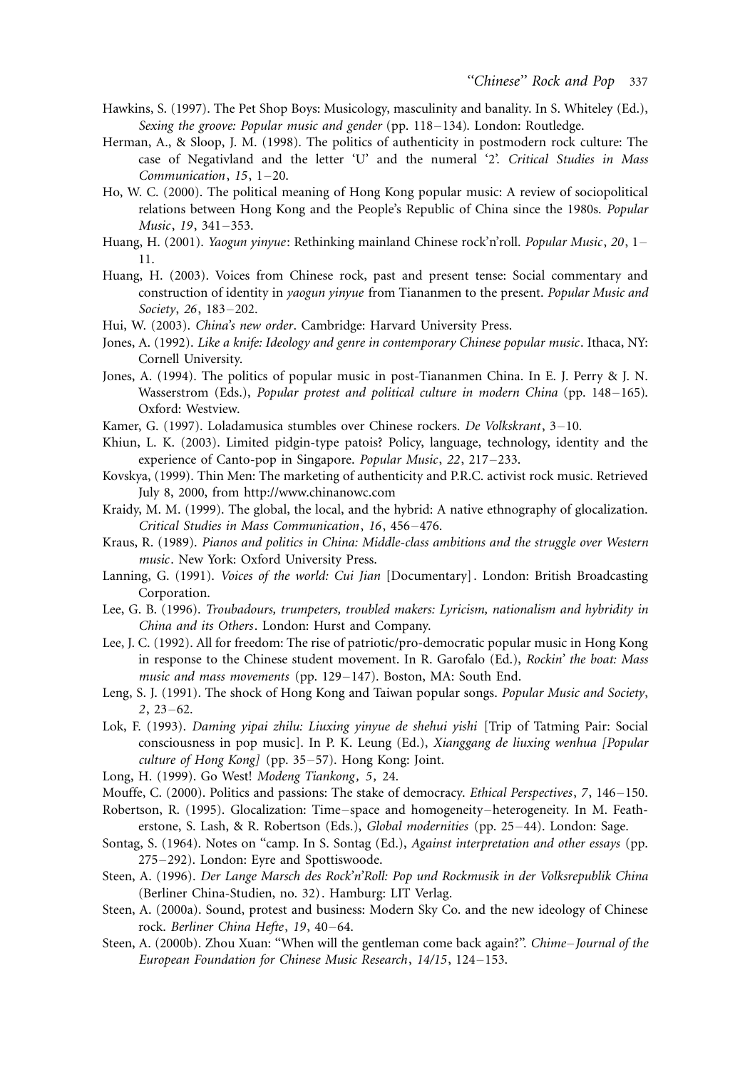Hawkins, S. (1997). The Pet Shop Boys: Musicology, masculinity and banality. In S. Whiteley (Ed.), *Sexing the groove: Popular music and gender* (pp. 118–134). London: Routledge.

Herman, A., & Sloop, J. M. (1998). The politics of authenticity in postmodern rock culture: The case of Negativland and the letter 'U' and the numeral '2'. *Critical Studies in Mass Communication*, *15*, 1–20.

Ho, W. C. (2000). The political meaning of Hong Kong popular music: A review of sociopolitical relations between Hong Kong and the People's Republic of China since the 1980s. *Popular Music*, *19*, 341–353.

Huang, H. (2001). *Yaogun yinyue*: Rethinking mainland Chinese rock'n'roll. *Popular Music*, *20*, 1–11.

Huang, H. (2003). Voices from Chinese rock, past and present tense: Social commentary and construction of identity in *yaogun yinyue* from Tiananmen to the present. *Popular Music and Society*, *26*, 183–202.

Hui, W. (2003). *China's new order*. Cambridge: Harvard University Press.

Jones, A. (1992). *Like a knife: Ideology and genre in contemporary Chinese popular music*. Ithaca, NY: Cornell University.

Jones, A. (1994). The politics of popular music in post-Tiananmen China. In E. J. Perry & J. N. Wasserstrom (Eds.), *Popular protest and political culture in modern China* (pp. 148–165). Oxford: Westview.

Kamer, G. (1997). Loladamusica stumbles over Chinese rockers. *De Volkskrant*, 3–10.

Khiun, L. K. (2003). Limited pidgin-type patois? Policy, language, technology, identity and the experience of Canto-pop in Singapore. *Popular Music*, *22*, 217–233.

Kovskya, (1999). Thin Men: The marketing of authenticity and P.R.C. activist rock music. Retrieved July 8, 2000, from http://www.chinanowc.com

Kraidy, M. M. (1999). The global, the local, and the hybrid: A native ethnography of glocalization. *Critical Studies in Mass Communication*, *16*, 456–476.

Kraus, R. (1989). *Pianos and politics in China: Middle-class ambitions and the struggle over Western music*. New York: Oxford University Press.

Lanning, G. (1991). *Voices of the world: Cui Jian* [Documentary]. London: British Broadcasting Corporation.

Lee, G. B. (1996). *Troubadours, trumpeters, troubled makers: Lyricism, nationalism and hybridity in China and its Others*. London: Hurst and Company.

Lee, J. C. (1992). All for freedom: The rise of patriotic/pro-democratic popular music in Hong Kong in response to the Chinese student movement. In R. Garofalo (Ed.), *Rockin' the boat: Mass music and mass movements* (pp. 129–147). Boston, MA: South End.

Leng, S. J. (1991). The shock of Hong Kong and Taiwan popular songs. *Popular Music and Society*, *2*, 23–62.

Lok, F. (1993). *Daming yipai zhilu: Liuxing yinyue de shehui yishi* [Trip of Tatming Pair: Social consciousness in pop music]. In P. K. Leung (Ed.), *Xianggang de liuxing wenhua [Popular culture of Hong Kong]* (pp. 35–57). Hong Kong: Joint.

Long, H. (1999). Go West! *Modeng Tiankong*, *5*, 24.

Mouffe, C. (2000). Politics and passions: The stake of democracy. *Ethical Perspectives*, *7*, 146–150.

Robertson, R. (1995). Glocalization: Time–space and homogeneity–heterogeneity. In M. Featherstone, S. Lash, & R. Robertson (Eds.), *Global modernities* (pp. 25–44). London: Sage.

Sontag, S. (1964). Notes on "camp. In S. Sontag (Ed.), *Against interpretation and other essays* (pp. 275–292). London: Eyre and Spottiswoode.

Steen, A. (1996). *Der Lange Marsch des Rock'n'Roll: Pop und Rockmusik in der Volksrepublik China* (Berliner China-Studien, no. 32). Hamburg: LIT Verlag.

Steen, A. (2000a). Sound, protest and business: Modern Sky Co. and the new ideology of Chinese rock. *Berliner China Hefte*, *19*, 40–64.

Steen, A. (2000b). Zhou Xuan: "When will the gentleman come back again?". *Chime–Journal of the European Foundation for Chinese Music Research*, *14/15*, 124–153.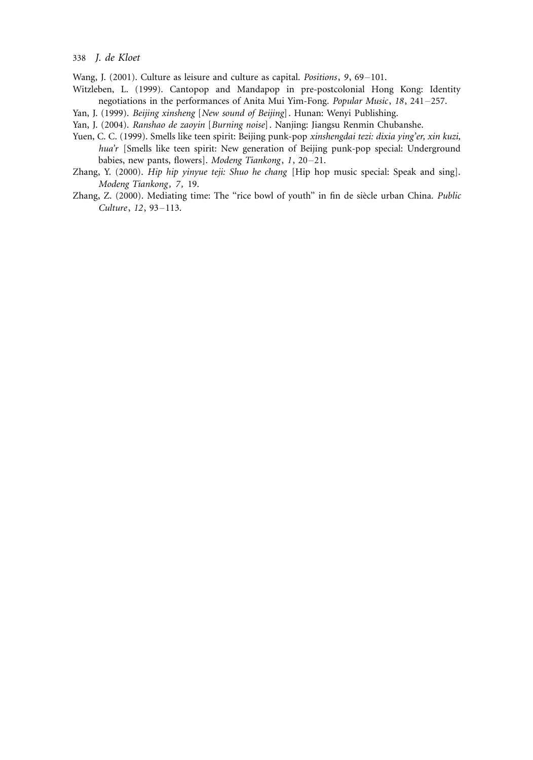Wang, J. (2001). Culture as leisure and culture as capital. *Positions*, *9*, 69–101.

Witzleben, L. (1999). Cantopop and Mandapop in pre-postcolonial Hong Kong: Identity negotiations in the performances of Anita Mui Yim-Fong. *Popular Music*, *18*, 241–257.

Yan, J. (1999). *Beijing xinsheng* [*New sound of Beijing*]. Hunan: Wenyi Publishing.

Yan, J. (2004). *Ranshao de zaoyin* [*Burning noise*]. Nanjing: Jiangsu Renmin Chubanshe.

Yuen, C. C. (1999). Smells like teen spirit: Beijing punk-pop *xinshengdai tezi: dixia ying'er, xin kuzi, hua'r* [Smells like teen spirit: New generation of Beijing punk-pop special: Underground babies, new pants, flowers]. *Modeng Tiankong*, *1*, 20–21.

Zhang, Y. (2000). *Hip hip yinyue teji: Shuo he chang* [Hip hop music special: Speak and sing]. *Modeng Tiankong*, *7,* 19.

Zhang, Z. (2000). Mediating time: The "rice bowl of youth" in fin de siècle urban China. *Public Culture*, *12*, 93–113.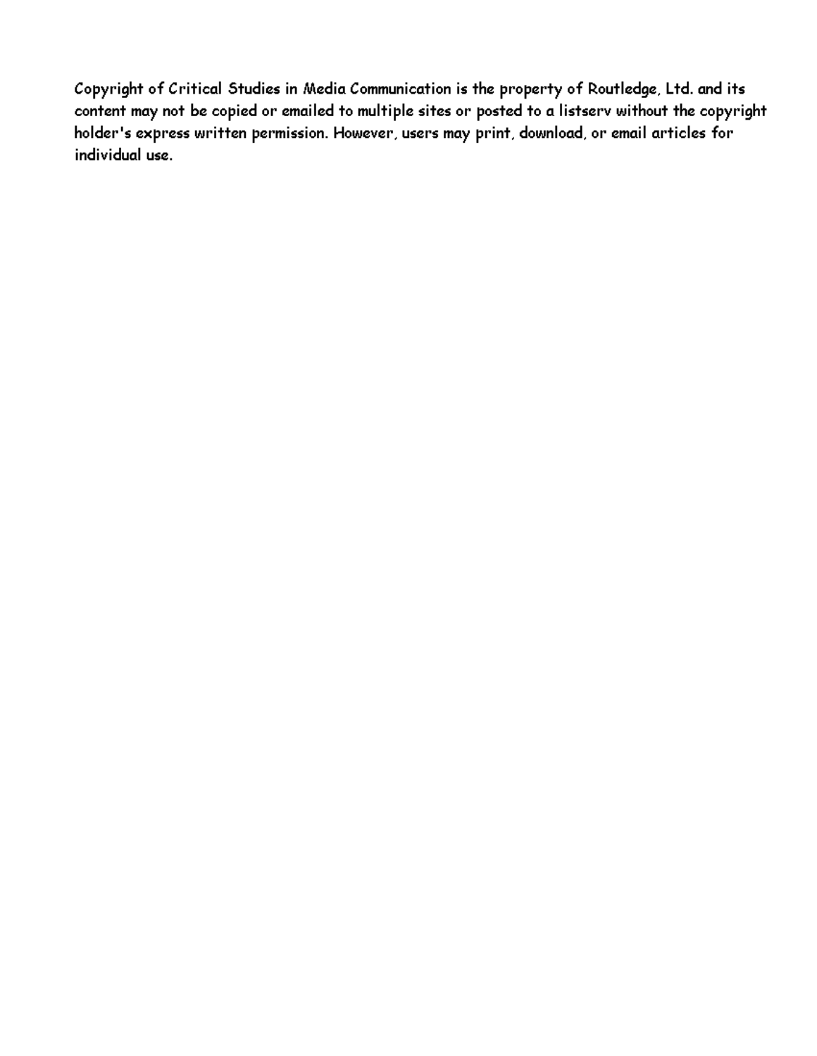Copyright of Critical Studies in Media Communication is the property of Routledge, Ltd. and its content may not be copied or emailed to multiple sites or posted to a listserv without the copyright holder's express written permission. However, users may print, download, or email articles for individual use.